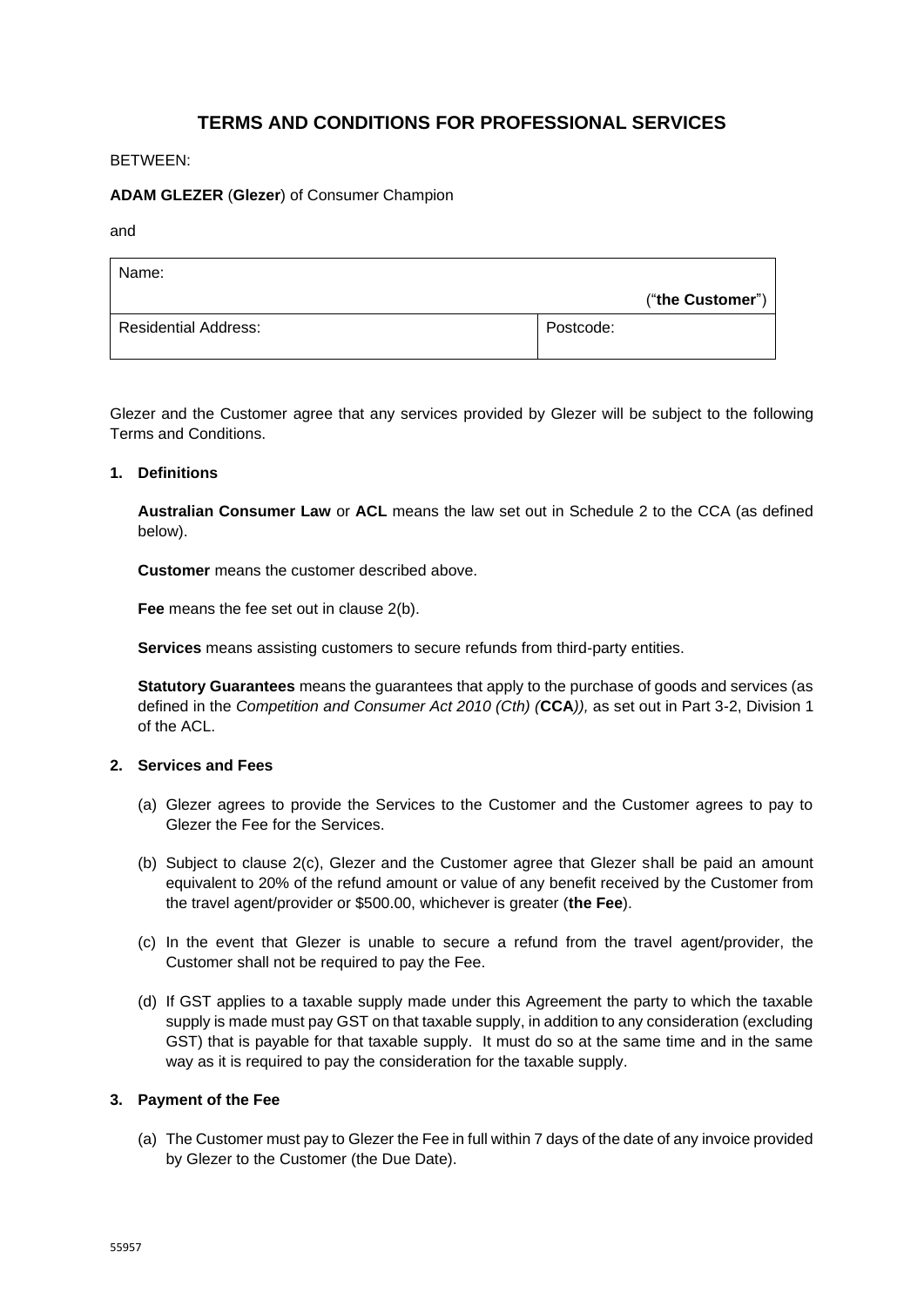# TERMS AND CONDITIONS FOR PROFESSIONAL SERVICES

BETWEEN:

**ADAM GLEZER** (**Glezer**) of Consumer Champion

and

| | |
|---|---|
| Name: ("**the Customer**") | |
| Residential Address: | Postcode: |

Glezer and the Customer agree that any services provided by Glezer will be subject to the following Terms and Conditions.

## 1. Definitions

**Australian Consumer Law** or **ACL** means the law set out in Schedule 2 to the CCA (as defined below).

**Customer** means the customer described above.

**Fee** means the fee set out in clause 2(b).

**Services** means assisting customers to secure refunds from third-party entities.

**Statutory Guarantees** means the guarantees that apply to the purchase of goods and services (as defined in the *Competition and Consumer Act 2010 (Cth) (***CCA***)),* as set out in Part 3-2, Division 1 of the ACL.

## 2. Services and Fees

(a) Glezer agrees to provide the Services to the Customer and the Customer agrees to pay to Glezer the Fee for the Services.

(b) Subject to clause 2(c), Glezer and the Customer agree that Glezer shall be paid an amount equivalent to 20% of the refund amount or value of any benefit received by the Customer from the travel agent/provider or $500.00, whichever is greater (**the Fee**).

(c) In the event that Glezer is unable to secure a refund from the travel agent/provider, the Customer shall not be required to pay the Fee.

(d) If GST applies to a taxable supply made under this Agreement the party to which the taxable supply is made must pay GST on that taxable supply, in addition to any consideration (excluding GST) that is payable for that taxable supply. It must do so at the same time and in the same way as it is required to pay the consideration for the taxable supply.

## 3. Payment of the Fee

(a) The Customer must pay to Glezer the Fee in full within 7 days of the date of any invoice provided by Glezer to the Customer (the Due Date).

55957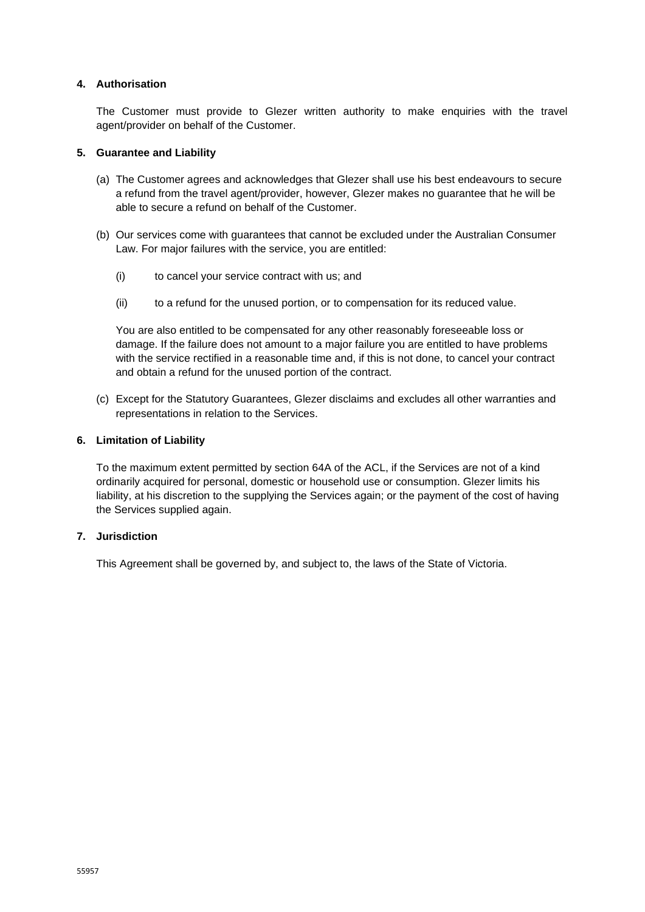**4. Authorisation**

The Customer must provide to Glezer written authority to make enquiries with the travel agent/provider on behalf of the Customer.

**5. Guarantee and Liability**

(a) The Customer agrees and acknowledges that Glezer shall use his best endeavours to secure a refund from the travel agent/provider, however, Glezer makes no guarantee that he will be able to secure a refund on behalf of the Customer.

(b) Our services come with guarantees that cannot be excluded under the Australian Consumer Law. For major failures with the service, you are entitled:

(i) to cancel your service contract with us; and

(ii) to a refund for the unused portion, or to compensation for its reduced value.

You are also entitled to be compensated for any other reasonably foreseeable loss or damage. If the failure does not amount to a major failure you are entitled to have problems with the service rectified in a reasonable time and, if this is not done, to cancel your contract and obtain a refund for the unused portion of the contract.

(c) Except for the Statutory Guarantees, Glezer disclaims and excludes all other warranties and representations in relation to the Services.

**6. Limitation of Liability**

To the maximum extent permitted by section 64A of the ACL, if the Services are not of a kind ordinarily acquired for personal, domestic or household use or consumption. Glezer limits his liability, at his discretion to the supplying the Services again; or the payment of the cost of having the Services supplied again.

**7. Jurisdiction**

This Agreement shall be governed by, and subject to, the laws of the State of Victoria.

55957